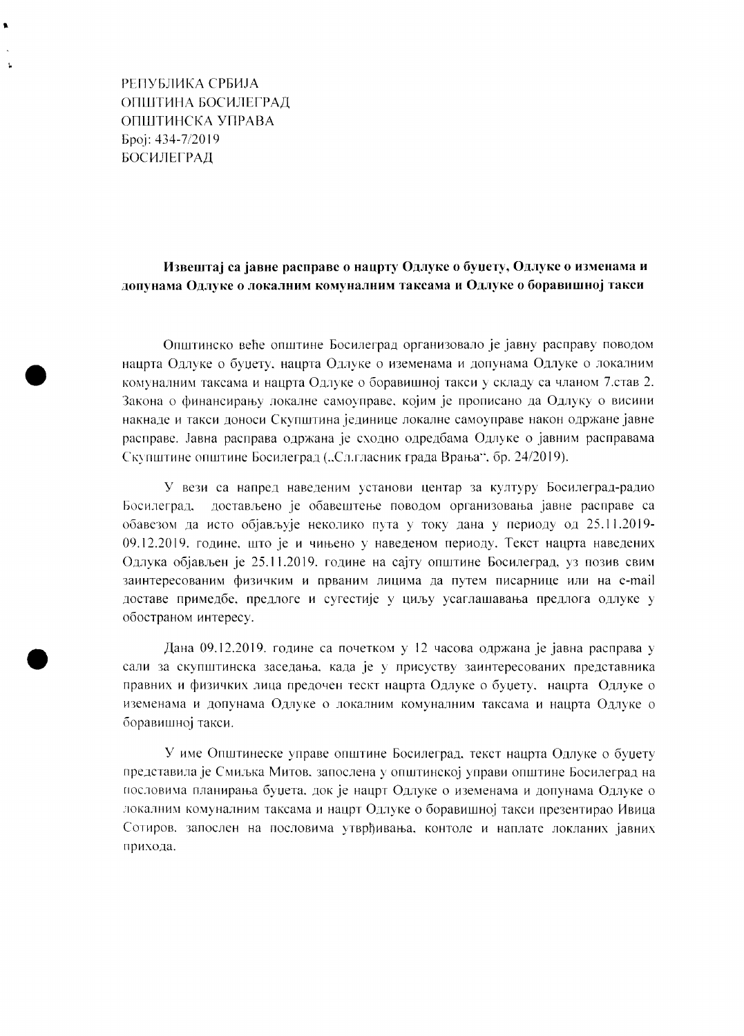РЕПУБЛИКА СРБИЈА
ОПШТИНА БОСИЛЕГРАД
ОПШТИНСКА УПРАВА
Број: 434-7/2019
БОСИЛЕГРАД

**Извештај са јавне расправе о нацрту Одлуке о буџету, Одлуке о изменама и допунама Одлуке о локалним комуналним таксама и Одлуке о боравишној такси**

Општинско веће општине Босилеград организовало је јавну расправу поводом нацрта Одлуке о буџету, нацрта Одлуке о еземенама и допунама Одлуке о локалним комуналним таксама и нацрта Одлуке о боравишној такси у складу са чланом 7.став 2. Закона о финансирању локалне самоуправе, којим је прописано да Одлуку о висини накнаде и такси доноси Скупштина јединице локалне самоуправе након одржане јавне расправе. Јавна расправа одржана је сходно одредбама Одлуке о јавним расправама Скупштине општине Босилеград („Сл.гласник града Врања", бр. 24/2019).

У вези са напред наведеним установи центар за културу Босилеград-радио Босилеград, достављено је обавештење поводом организовања јавне расправе са обавезом да исто објављује неколико пута у току дана у периоду од 25.11.2019-09.12.2019. године, што је и чињено у наведеном периоду. Текст нацрта наведених Одлука објављен је 25.11.2019. године на сајту општине Босилеград, уз позив свим заинтересованим физичким и прваним лицима да путем писарнице или на e-mail доставе примедбе, предлоге и сугестије у циљу усаглашавања предлога одлуке у обостраном интересу.

Дана 09.12.2019. године са почетком у 12 часова одржана је јавна расправа у сали за скупштинска заседања, када је у присуству заинтересованих представника правних и физичких лица предочен тескт нацрта Одлуке о буџету, нацрта Одлуке о еземенама и допунама Одлуке о локалним комуналним таксама и нацрта Одлуке о боравишној такси.

У име Општинеске управе општине Босилеград, текст нацрта Одлуке о буџету представила је Смиљка Митов, запослена у општинској управи општине Босилеград на пословима планирања буџета, док је нацрт Одлуке о еземенама и допунама Одлуке о локалним комуналним таксама и нацрт Одлуке о боравишној такси презентирао Ивица Сотиров, запослен на пословима утврђивања, контоле и наплате локланих јавних прихода.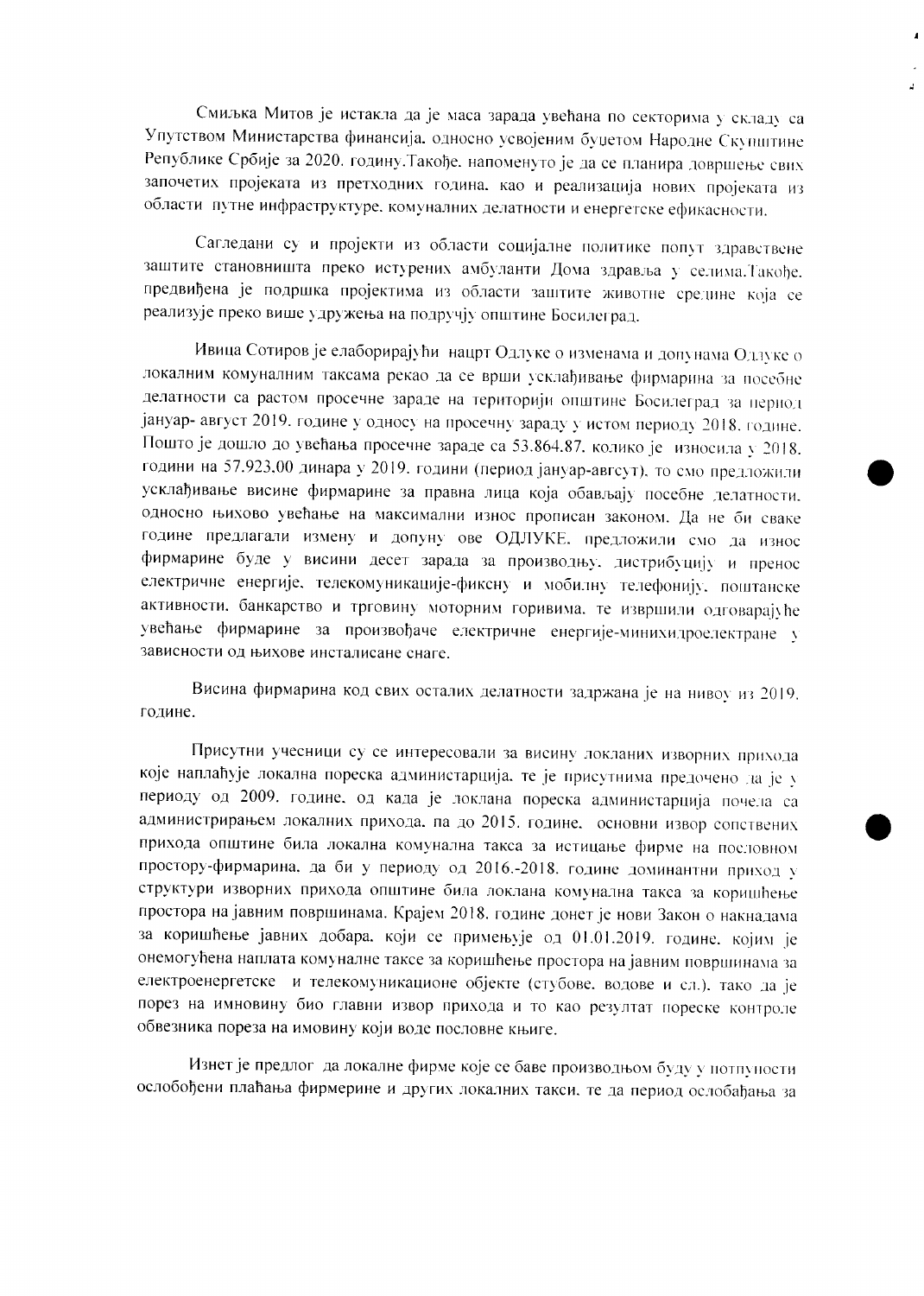Смиљка Митов је истакла да је маса зарада увећана по секторима у складу са Упутством Министарства финансија, односно усвојеним буџетом Народне Скупштине Републике Србије за 2020. годину.Такође, напоменуто је да се планира довршење свих започетих пројеката из претходних година, као и реализација нових пројеката из области путне инфраструктуре, комуналних делатности и енергетске ефикасности.

Сагледани су и пројекти из области социјалне политике попут здравствене заштите становништа преко истурених амбуланти Дома здравља у селима.Такође, предвиђена је подршка пројектима из области заштите животне средине која се реализује преко више удружења на подручју општине Босилеград.

Ивица Сотиров је елаборирајући нацрт Одлуке о изменама и допунама Одлуке о локалним комуналним таксама рекао да се врши усклађивање фирмарина за посебне делатности са растом просечне зараде на територији општине Босилеград за период јануар- август 2019. године у односу на просечну зараду у истом периоду 2018. године. Пошто је дошло до увећања просечне зараде са 53.864.87, колико је износила у 2018. години на 57.923,00 динара у 2019. години (период јануар-август), то смо предложили усклађивање висине фирмарине за правна лица која обављају посебне делатности, односно њихово увећање на максимални износ прописан законом. Да не би сваке године предлагали измену и допуну ове ОДЛУКЕ, предложили смо да износ фирмарине буде у висини десет зарада за производњу, дистрибуцију и пренос електричне енергије, телекомуникације-фиксну и мобилну телефонију, поштанске активности, банкарство и трговину моторним горивима, те извршили одговарајуће увећање фирмарине за произвођаче електричне енергије-минихидроелектране у зависности од њихове инсталисане снаге.

Висина фирмарина код свих осталих делатности задржана је на нивоу из 2019. године.

Присутни учесници су се интересовали за висину локаних изворних прихода које наплаћује локална пореска администарција, те је присутнима предочено да је у периоду од 2009. године, од када је локлана пореска администарција почела са администрирањем локалних прихода, па до 2015. године, основни извор сопствених прихода општине била локална комунална такса за истицање фирме на пословном простору-фирмарина, да би у периоду од 2016.-2018. године доминантни приход у структури изворних прихода општине била локлана комунална такса за коришћење простора на јавним површинама. Крајем 2018. године донет је нови Закон о накнадама за коришћење јавних добара, који се примењује од 01.01.2019. године, којим је онемогућена наплата комуналне таксе за коришћење простора на јавним површинама за електроенергетске и телекомуникационе објекте (стубове, водове и сл.), тако да је порез на имновину био главни извор прихода и то као резултат пореске контроле обвезника пореза на имовину који воде пословне књиге.

Изнет је предлог да локалне фирме које се баве производњом буду у потпуности ослобођени плаћања фирмерине и других локалних такси, те да период ослобађања за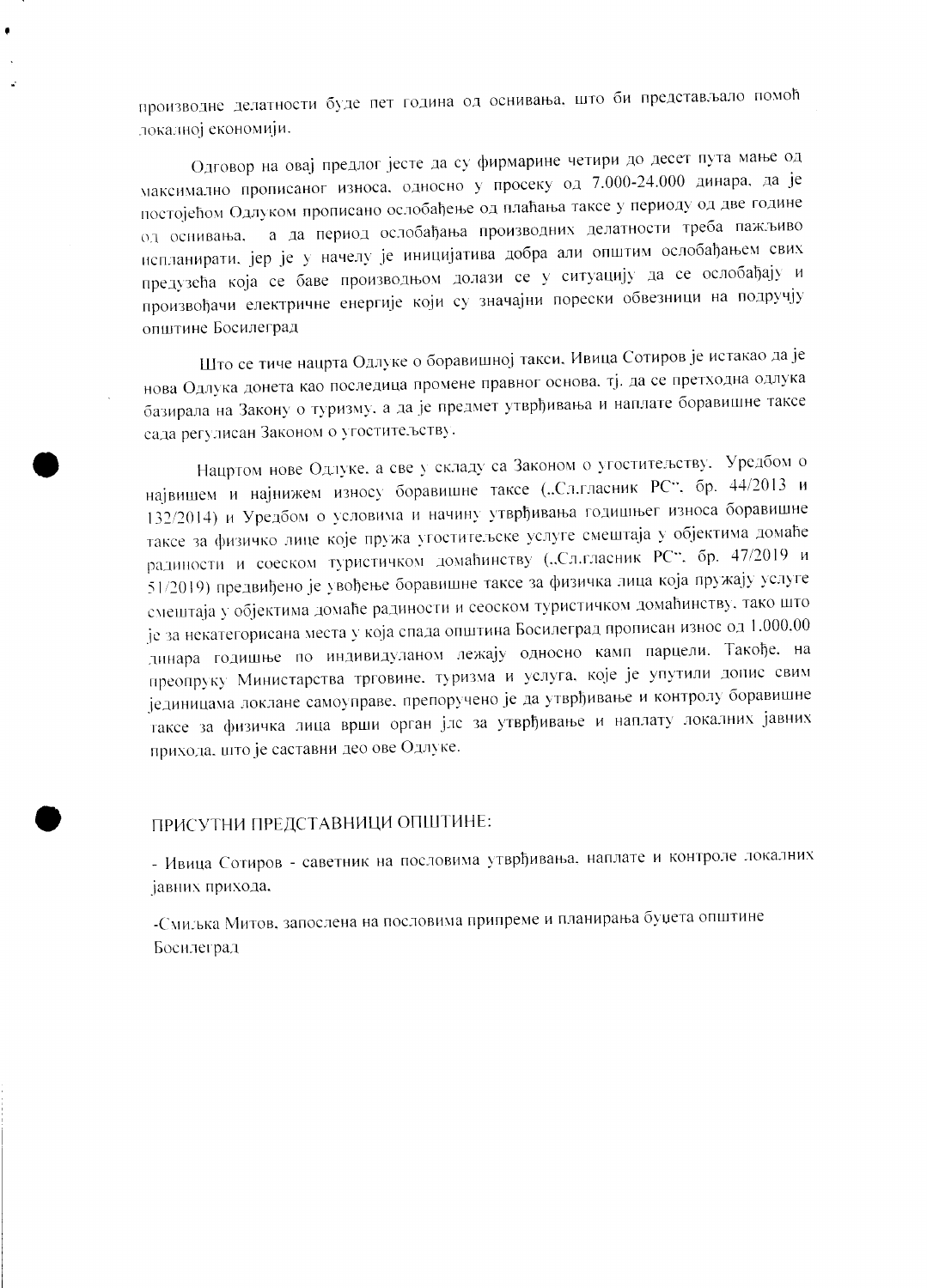производне делатности буде пет година од оснивања, што би представљало помоћ локалној економији.

Одговор на овај предлог јесте да су фирмарине четири до десет пута мање од максимално прописаног износа, односно у просеку од 7.000-24.000 динара, да је постојећом Одлуком прописано ослобађење од плаћања таксе у периоду од две године од оснивања, а да период ослобађања производних делатности треба пажљиво испланирати, јер је у начелу је иницијатива добра али општим ослобађањем свих предузећа која се баве производњом долази се у ситуацију да се ослобађају и произвођачи електричне енергије који су значајни порески обвезници на подручју општине Босилеград

Што се тиче нацрта Одлуке о боравишној такси, Ивица Сотиров је истакао да је нова Одлука донета као последица промене правног основа, тј. да се претходна одлука базирала на Закону о туризму, а да је предмет утврђивања и наплате боравишне таксе сада регулисан Законом о угоститељству.

Нацртом нове Одлуке, а све у складу са Законом о угоститељству, Уредбом о највишем и најнижем износу боравишне таксе („Сл.гласник РС", бр. 44/2013 и 132/2014) и Уредбом о условима и начину утврђивања годишњег износа боравишне таксе за физичко лице које пружа угоститељске услуге смештаја у објектима домаће радиности и соеском туристичком домаћинству („Сл.гласник РС", бр. 47/2019 и 51/2019) предвиђено је увођење боравишне таксе за физичка лица која пружају услуге смештаја у објектима домаће радиности и сеоском туристичком домаћинству, тако што је за некатегорисана места у која спада општина Босилеград прописан износ од 1.000,00 динара годишње по индивидуланом лежају односно камп парцели. Такође, на преопруку Министарства трговине, туризма и услуга, које је упутили допис свим јединицама локлане самоуправе, препоручено је да утврђивање и контролу боравишне таксе за физичка лица врши орган јлс за утврђивање и наплату локалних јавних прихода, што је саставни део ове Одлуке.

ПРИСУТНИ ПРЕДСТАВНИЦИ ОПШТИНЕ:

- Ивица Сотиров - саветник на пословима утврђивања, наплате и контроле локалних јавних прихода,

-Смиљка Митов, запослена на пословима припреме и планирања буџета општине Босилеград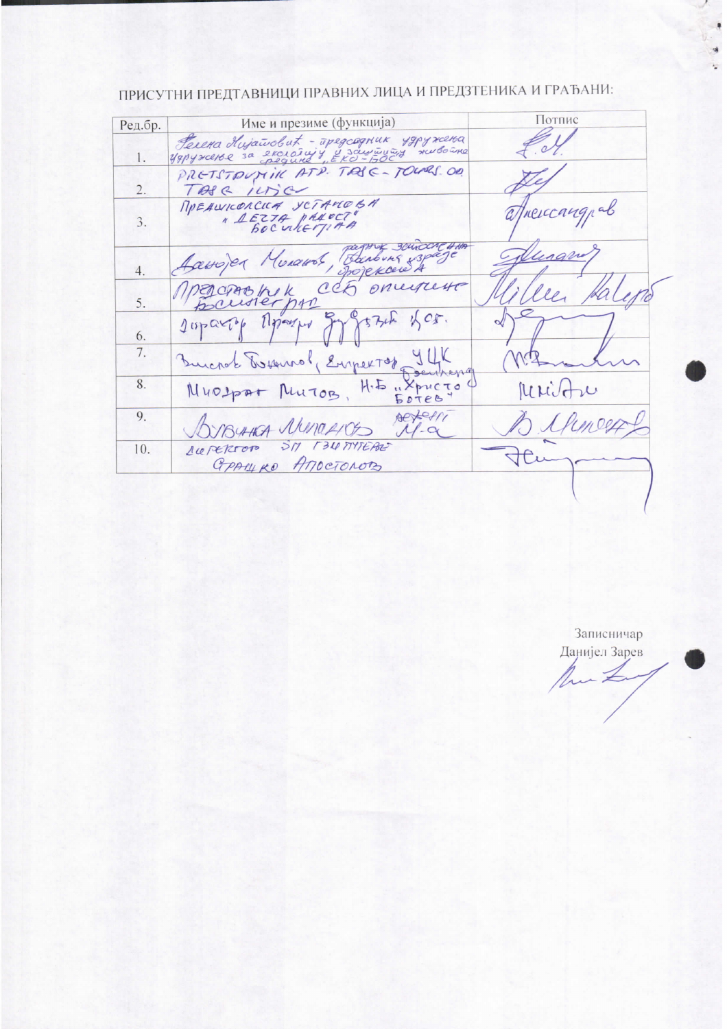ПРИСУТНИ ПРЕДТАВНИЦИ ПРАВНИХ ЛИЦА И ПРЕДЗТЕНИКА И ГРАЂАНИ:

| Ред.бр. | Име и презиме (функција) | Потпис |
|---|---|---|
| 1. | Јелена Мијатовић - председник удружења удружење за екологију и заштиту животне средине „ЕКО-БОС" | Ј.М. |
| 2. | PRETSTAVNIK ATP. TASE-TOURS. OO TASE ILIĆ | |
| 3. | ПРЕДШКОЛСКА УСТАНОВА „ДЕЧЈА РАДОСТ" БОСИЛЕГРАД | Александров |
| 4. | Данијел Миланов, радник зелене изградње и пројекта | Миланов |
| 5. | Представник ССБ општине Босилеград | Milen Kalev |
| 6. | Директор Прогр Дудовск Цст. | |
| 7. | Виктор Божилов, директор УЦК Босилеград | |
| 8. | Миодраг Митов, Н.Б. „Христо Ботев" | Митов |
| 9. | Љубинка Миладиов асхит. М-а | В. Митов |
| 10. | Директор ЈП ГЗИ ПУТЕВЕ Стаљко Апостолов | |

Записничар

Данијел Зарев